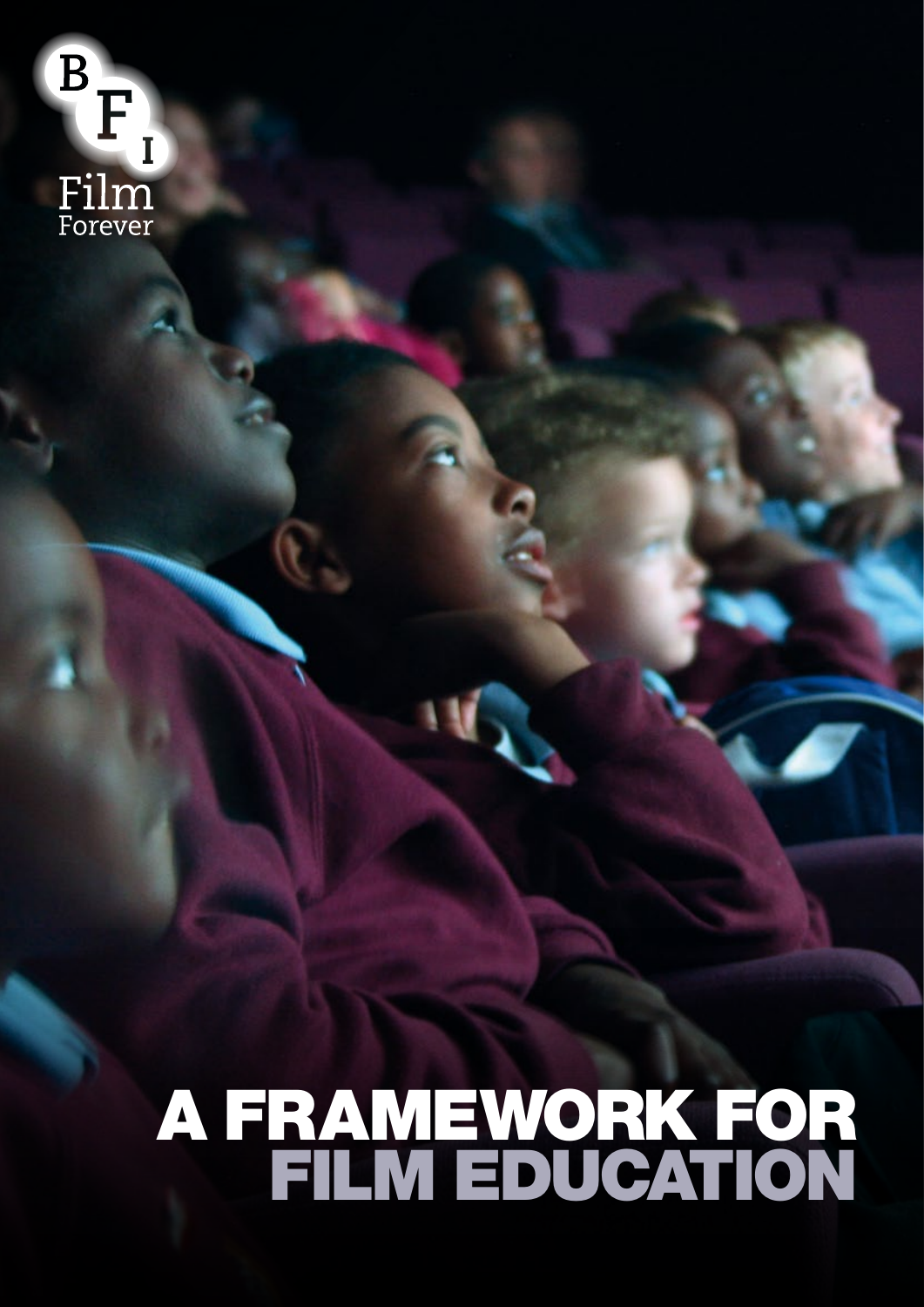BFI Film Forever

# A FRAMEWORK FOR FILM EDUCATION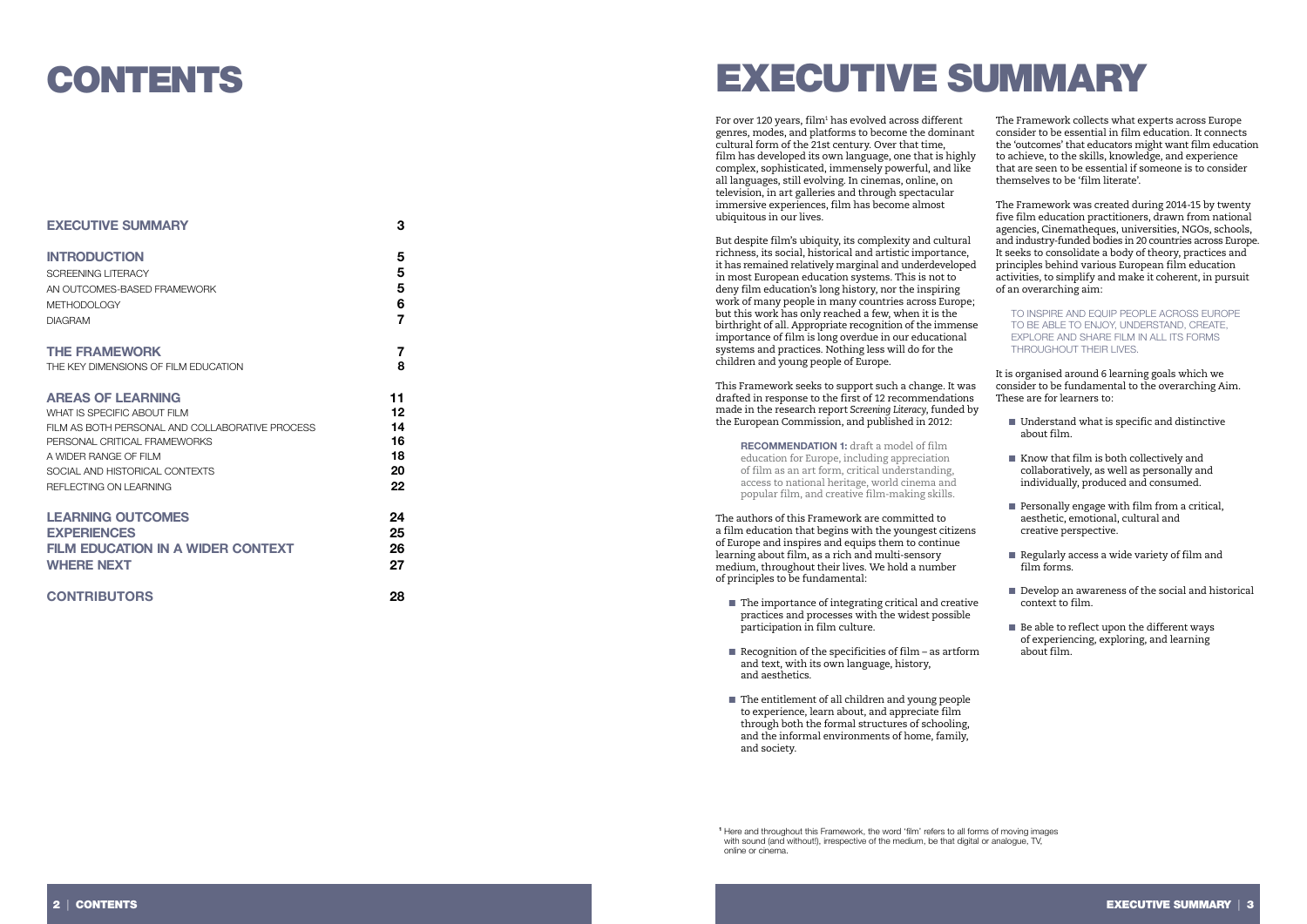# CONTENTS

| | |
|---|---|
| **EXECUTIVE SUMMARY** | **3** |
| **INTRODUCTION** | **5** |
| SCREENING LITERACY | **5** |
| AN OUTCOMES-BASED FRAMEWORK | **5** |
| METHODOLOGY | **6** |
| DIAGRAM | **7** |
| **THE FRAMEWORK** | **7** |
| THE KEY DIMENSIONS OF FILM EDUCATION | **8** |
| **AREAS OF LEARNING** | **11** |
| WHAT IS SPECIFIC ABOUT FILM | **12** |
| FILM AS BOTH PERSONAL AND COLLABORATIVE PROCESS | **14** |
| PERSONAL CRITICAL FRAMEWORKS | **16** |
| A WIDER RANGE OF FILM | **18** |
| SOCIAL AND HISTORICAL CONTEXTS | **20** |
| REFLECTING ON LEARNING | **22** |
| **LEARNING OUTCOMES** | **24** |
| **EXPERIENCES** | **25** |
| **FILM EDUCATION IN A WIDER CONTEXT** | **26** |
| **WHERE NEXT** | **27** |
| **CONTRIBUTORS** | **28** |

# EXECUTIVE SUMMARY

For over 120 years, film[1] has evolved across different genres, modes, and platforms to become the dominant cultural form of the 21st century. Over that time, film has developed its own language, one that is highly complex, sophisticated, immensely powerful, and like all languages, still evolving. In cinemas, online, on television, in art galleries and through spectacular immersive experiences, film has become almost ubiquitous in our lives.

But despite film's ubiquity, its complexity and cultural richness, its social, historical and artistic importance, it has remained relatively marginal and underdeveloped in most European education systems. This is not to deny film education's long history, nor the inspiring work of many people in many countries across Europe; but this work has only reached a few, when it is the birthright of all. Appropriate recognition of the immense importance of film is long overdue in our educational systems and practices. Nothing less will do for the children and young people of Europe.

This Framework seeks to support such a change. It was drafted in response to the first of 12 recommendations made in the research report *Screening Literacy*, funded by the European Commission, and published in 2012:

> **RECOMMENDATION 1:** draft a model of film education for Europe, including appreciation of film as an art form, critical understanding, access to national heritage, world cinema and popular film, and creative film-making skills.

The authors of this Framework are committed to a film education that begins with the youngest citizens of Europe and inspires and equips them to continue learning about film, as a rich and multi-sensory medium, throughout their lives. We hold a number of principles to be fundamental:

- The importance of integrating critical and creative practices and processes with the widest possible participation in film culture.
- Recognition of the specificities of film – as artform and text, with its own language, history, and aesthetics.
- The entitlement of all children and young people to experience, learn about, and appreciate film through both the formal structures of schooling, and the informal environments of home, family, and society.

The Framework collects what experts across Europe consider to be essential in film education. It connects the 'outcomes' that educators might want film education to achieve, to the skills, knowledge, and experience that are seen to be essential if someone is to consider themselves to be 'film literate'.

The Framework was created during 2014-15 by twenty five film education practitioners, drawn from national agencies, Cinematheques, universities, NGOs, schools, and industry-funded bodies in 20 countries across Europe. It seeks to consolidate a body of theory, practices and principles behind various European film education activities, to simplify and make it coherent, in pursuit of an overarching aim:

> TO INSPIRE AND EQUIP PEOPLE ACROSS EUROPE TO BE ABLE TO ENJOY, UNDERSTAND, CREATE, EXPLORE AND SHARE FILM IN ALL ITS FORMS THROUGHOUT THEIR LIVES.

It is organised around 6 learning goals which we consider to be fundamental to the overarching Aim. These are for learners to:

- Understand what is specific and distinctive about film.
- Know that film is both collectively and collaboratively, as well as personally and individually, produced and consumed.
- Personally engage with film from a critical, aesthetic, emotional, cultural and creative perspective.
- Regularly access a wide variety of film and film forms.
- Develop an awareness of the social and historical context to film.
- Be able to reflect upon the different ways of experiencing, exploring, and learning about film.

[1] Here and throughout this Framework, the word 'film' refers to all forms of moving images with sound (and without!), irrespective of the medium, be that digital or analogue, TV, online or cinema.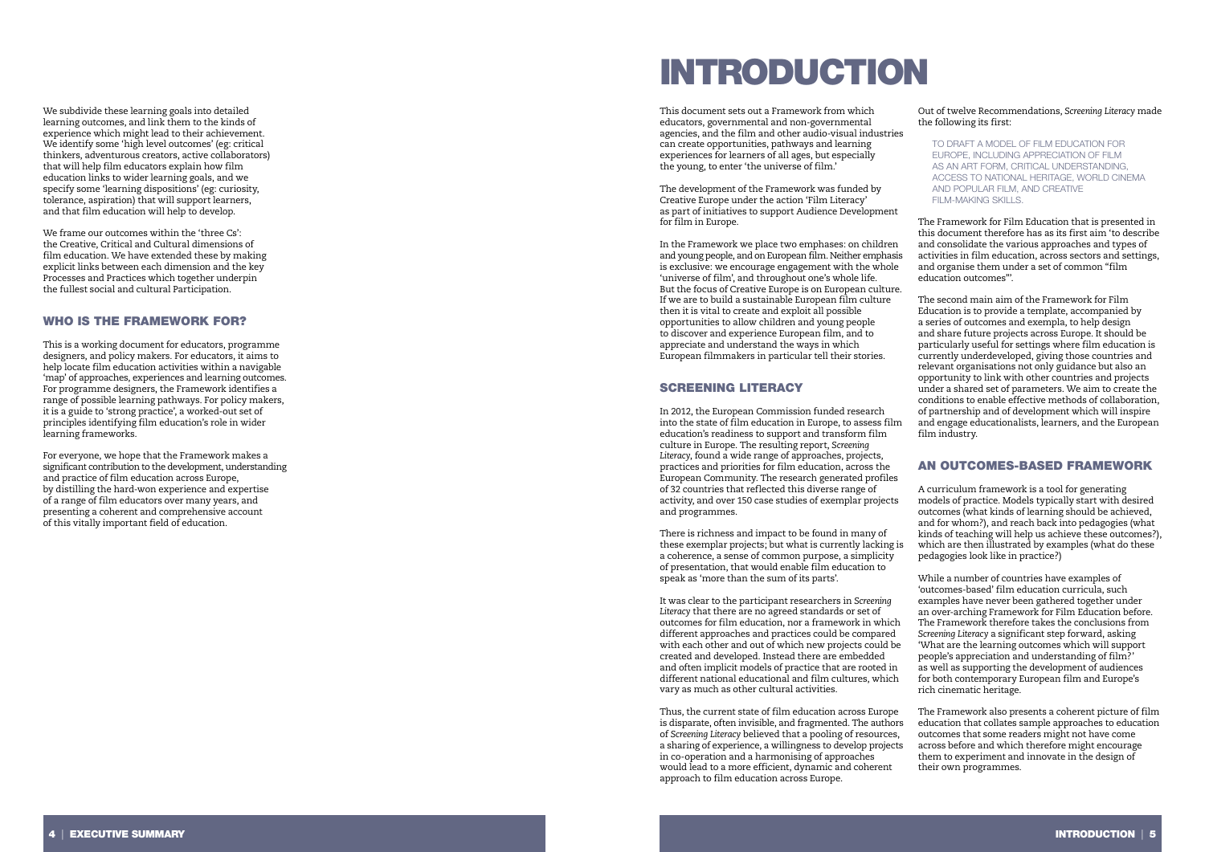We subdivide these learning goals into detailed learning outcomes, and link them to the kinds of experience which might lead to their achievement. We identify some 'high level outcomes' (eg: critical thinkers, adventurous creators, active collaborators) that will help film educators explain how film education links to wider learning goals, and we specify some 'learning dispositions' (eg: curiosity, tolerance, aspiration) that will support learners, and that film education will help to develop.

We frame our outcomes within the 'three Cs': the Creative, Critical and Cultural dimensions of film education. We have extended these by making explicit links between each dimension and the key Processes and Practices which together underpin the fullest social and cultural Participation.

## WHO IS THE FRAMEWORK FOR?

This is a working document for educators, programme designers, and policy makers. For educators, it aims to help locate film education activities within a navigable 'map' of approaches, experiences and learning outcomes. For programme designers, the Framework identifies a range of possible learning pathways. For policy makers, it is a guide to 'strong practice', a worked-out set of principles identifying film education's role in wider learning frameworks.

For everyone, we hope that the Framework makes a significant contribution to the development, understanding and practice of film education across Europe, by distilling the hard-won experience and expertise of a range of film educators over many years, and presenting a coherent and comprehensive account of this vitally important field of education.

# INTRODUCTION

This document sets out a Framework from which educators, governmental and non-governmental agencies, and the film and other audio-visual industries can create opportunities, pathways and learning experiences for learners of all ages, but especially the young, to enter 'the universe of film.'

The development of the Framework was funded by Creative Europe under the action 'Film Literacy' as part of initiatives to support Audience Development for film in Europe.

In the Framework we place two emphases: on children and young people, and on European film. Neither emphasis is exclusive: we encourage engagement with the whole 'universe of film', and throughout one's whole life. But the focus of Creative Europe is on European culture. If we are to build a sustainable European film culture then it is vital to create and exploit all possible opportunities to allow children and young people to discover and experience European film, and to appreciate and understand the ways in which European filmmakers in particular tell their stories.

## SCREENING LITERACY

In 2012, the European Commission funded research into the state of film education in Europe, to assess film education's readiness to support and transform film culture in Europe. The resulting report, *Screening Literacy*, found a wide range of approaches, projects, practices and priorities for film education, across the European Community. The research generated profiles of 32 countries that reflected this diverse range of activity, and over 150 case studies of exemplar projects and programmes.

There is richness and impact to be found in many of these exemplar projects; but what is currently lacking is a coherence, a sense of common purpose, a simplicity of presentation, that would enable film education to speak as 'more than the sum of its parts'.

It was clear to the participant researchers in *Screening Literacy* that there are no agreed standards or set of outcomes for film education, nor a framework in which different approaches and practices could be compared with each other and out of which new projects could be created and developed. Instead there are embedded and often implicit models of practice that are rooted in different national educational and film cultures, which vary as much as other cultural activities.

Thus, the current state of film education across Europe is disparate, often invisible, and fragmented. The authors of *Screening Literacy* believed that a pooling of resources, a sharing of experience, a willingness to develop projects in co-operation and a harmonising of approaches would lead to a more efficient, dynamic and coherent approach to film education across Europe.

Out of twelve Recommendations, *Screening Literacy* made the following its first:

> TO DRAFT A MODEL OF FILM EDUCATION FOR EUROPE, INCLUDING APPRECIATION OF FILM AS AN ART FORM, CRITICAL UNDERSTANDING, ACCESS TO NATIONAL HERITAGE, WORLD CINEMA AND POPULAR FILM, AND CREATIVE FILM-MAKING SKILLS.

The Framework for Film Education that is presented in this document therefore has as its first aim 'to describe and consolidate the various approaches and types of activities in film education, across sectors and settings, and organise them under a set of common "film education outcomes"'.

The second main aim of the Framework for Film Education is to provide a template, accompanied by a series of outcomes and exempla, to help design and share future projects across Europe. It should be particularly useful for settings where film education is currently underdeveloped, giving those countries and relevant organisations not only guidance but also an opportunity to link with other countries and projects under a shared set of parameters. We aim to create the conditions to enable effective methods of collaboration, of partnership and of development which will inspire and engage educationalists, learners, and the European film industry.

## AN OUTCOMES-BASED FRAMEWORK

A curriculum framework is a tool for generating models of practice. Models typically start with desired outcomes (what kinds of learning should be achieved, and for whom?), and reach back into pedagogies (what kinds of teaching will help us achieve these outcomes?), which are then illustrated by examples (what do these pedagogies look like in practice?)

While a number of countries have examples of 'outcomes-based' film education curricula, such examples have never been gathered together under an over-arching Framework for Film Education before. The Framework therefore takes the conclusions from *Screening Literacy* a significant step forward, asking 'What are the learning outcomes which will support people's appreciation and understanding of film?' as well as supporting the development of audiences for both contemporary European film and Europe's rich cinematic heritage.

The Framework also presents a coherent picture of film education that collates sample approaches to education outcomes that some readers might not have come across before and which therefore might encourage them to experiment and innovate in the design of their own programmes.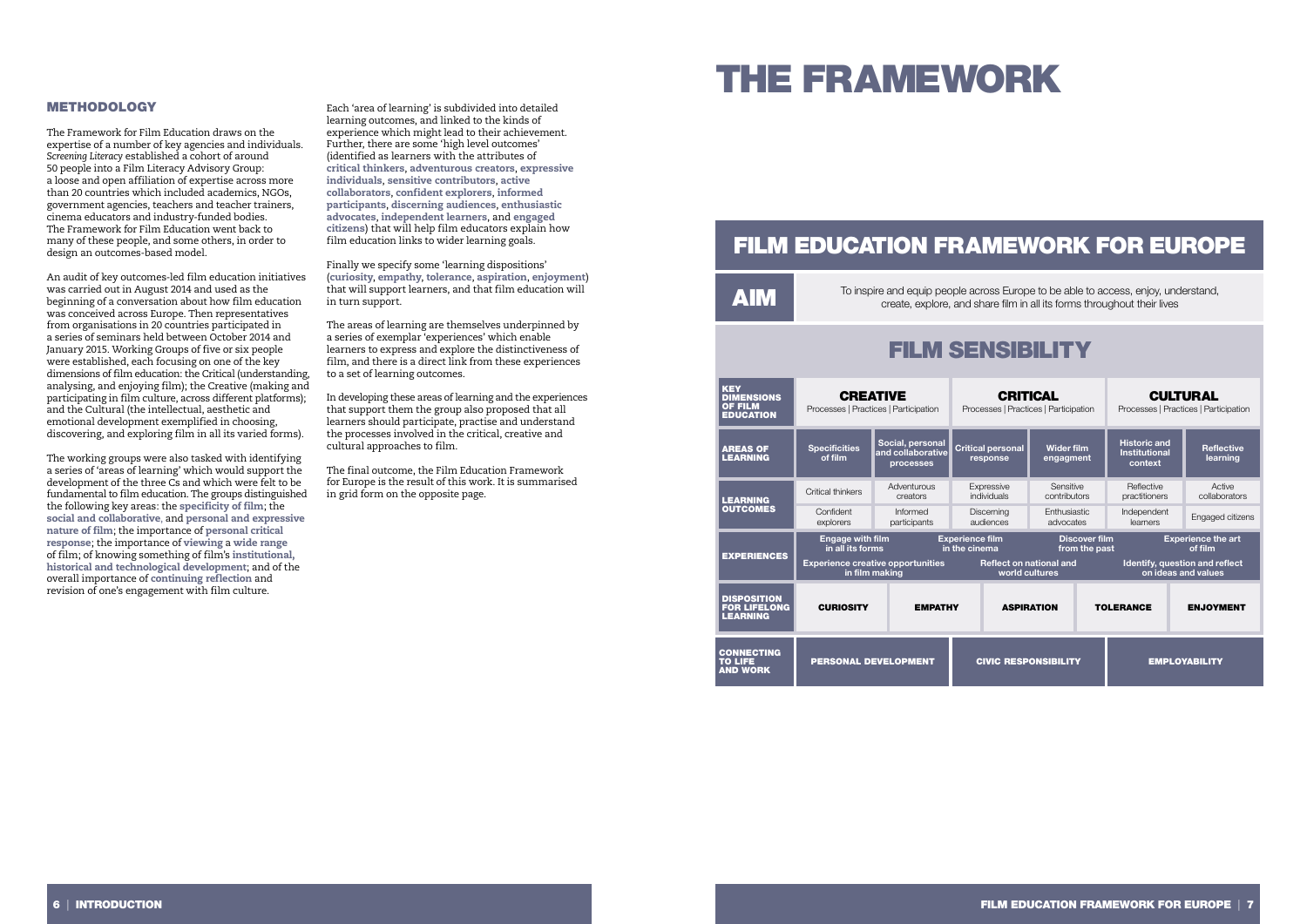## METHODOLOGY

The Framework for Film Education draws on the expertise of a number of key agencies and individuals. *Screening Literacy* established a cohort of around 50 people into a Film Literacy Advisory Group: a loose and open affiliation of expertise across more than 20 countries which included academics, NGOs, government agencies, teachers and teacher trainers, cinema educators and industry-funded bodies. The Framework for Film Education went back to many of these people, and some others, in order to design an outcomes-based model.

An audit of key outcomes-led film education initiatives was carried out in August 2014 and used as the beginning of a conversation about how film education was conceived across Europe. Then representatives from organisations in 20 countries participated in a series of seminars held between October 2014 and January 2015. Working Groups of five or six people were established, each focusing on one of the key dimensions of film education: the Critical (understanding, analysing, and enjoying film); the Creative (making and participating in film culture, across different platforms); and the Cultural (the intellectual, aesthetic and emotional development exemplified in choosing, discovering, and exploring film in all its varied forms).

The working groups were also tasked with identifying a series of 'areas of learning' which would support the development of the three Cs and which were felt to be fundamental to film education. The groups distinguished the following key areas: the **specificity of film**; the **social and collaborative**, and **personal and expressive nature of film**; the importance of **personal critical response**; the importance of **viewing** a **wide range** of film; of knowing something of film's **institutional, historical and technological development**; and of the overall importance of **continuing reflection** and revision of one's engagement with film culture.

Each 'area of learning' is subdivided into detailed learning outcomes, and linked to the kinds of experience which might lead to their achievement. Further, there are some 'high level outcomes' (identified as learners with the attributes of **critical thinkers**, **adventurous creators**, **expressive individuals**, **sensitive contributors**, **active collaborators**, **confident explorers**, **informed participants**, **discerning audiences**, **enthusiastic advocates**, **independent learners**, and **engaged citizens**) that will help film educators explain how film education links to wider learning goals.

Finally we specify some 'learning dispositions' (**curiosity**, **empathy**, **tolerance**, **aspiration**, **enjoyment**) that will support learners, and that film education will in turn support.

The areas of learning are themselves underpinned by a series of exemplar 'experiences' which enable learners to express and explore the distinctiveness of film, and there is a direct link from these experiences to a set of learning outcomes.

In developing these areas of learning and the experiences that support them the group also proposed that all learners should participate, practise and understand the processes involved in the critical, creative and cultural approaches to film.

The final outcome, the Film Education Framework for Europe is the result of this work. It is summarised in grid form on the opposite page.

# THE FRAMEWORK

## FILM EDUCATION FRAMEWORK FOR EUROPE

**AIM**: To inspire and equip people across Europe to be able to access, enjoy, understand, create, explore, and share film in all its forms throughout their lives

### FILM SENSIBILITY

| | | | | | | |
|---|---|---|---|---|---|---|
| **KEY DIMENSIONS OF FILM EDUCATION** | **CREATIVE** Processes \| Practices \| Participation | | **CRITICAL** Processes \| Practices \| Participation | | **CULTURAL** Processes \| Practices \| Participation | |
| **AREAS OF LEARNING** | Specificities of film | Social, personal and collaborative processes | Critical personal response | Wider film engagment | Historic and Institutional context | Reflective learning |
| **LEARNING OUTCOMES** | Critical thinkers | Adventurous creators | Expressive individuals | Sensitive contributors | Reflective practitioners | Active collaborators |
| | Confident explorers | Informed participants | Discerning audiences | Enthusiastic advocates | Independent learners | Engaged citizens |
| **EXPERIENCES** | Engage with film in all its forms | Experience film in the cinema | | Discover film from the past | Experience the art of film | |
| | Experience creative opportunities in film making | | Reflect on national and world cultures | | Identify, question and reflect on ideas and values | |
| **DISPOSITION FOR LIFELONG LEARNING** | CURIOSITY | EMPATHY | ASPIRATION | TOLERANCE | ENJOYMENT | |
| **CONNECTING TO LIFE AND WORK** | PERSONAL DEVELOPMENT | | CIVIC RESPONSIBILITY | | EMPLOYABILITY | |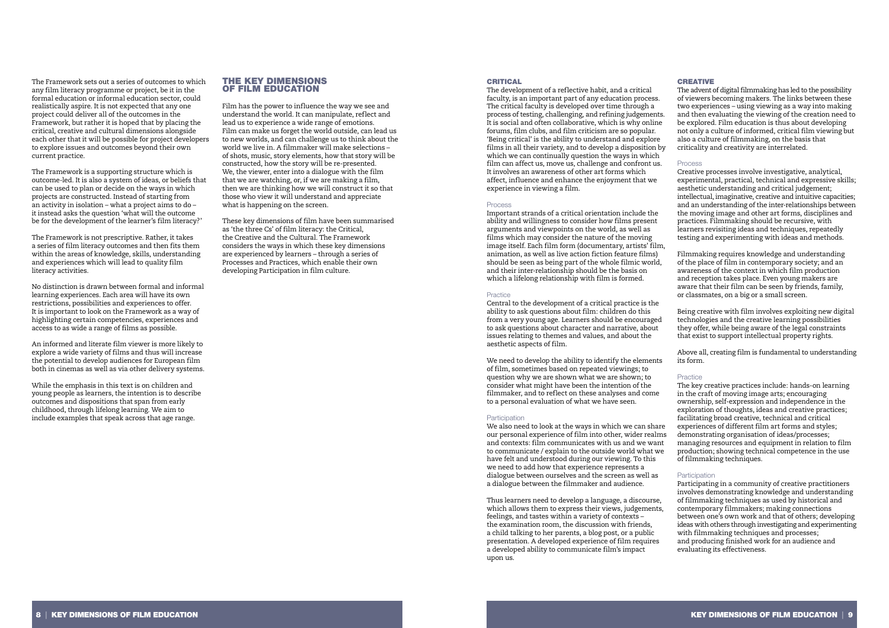The Framework sets out a series of outcomes to which any film literacy programme or project, be it in the formal education or informal education sector, could realistically aspire. It is not expected that any one project could deliver all of the outcomes in the Framework, but rather it is hoped that by placing the critical, creative and cultural dimensions alongside each other that it will be possible for project developers to explore issues and outcomes beyond their own current practice.

The Framework is a supporting structure which is outcome-led. It is also a system of ideas, or beliefs that can be used to plan or decide on the ways in which projects are constructed. Instead of starting from an activity in isolation – what a project aims to do – it instead asks the question 'what will the outcome be for the development of the learner's film literacy?'

The Framework is not prescriptive. Rather, it takes a series of film literacy outcomes and then fits them within the areas of knowledge, skills, understanding and experiences which will lead to quality film literacy activities.

No distinction is drawn between formal and informal learning experiences. Each area will have its own restrictions, possibilities and experiences to offer. It is important to look on the Framework as a way of highlighting certain competencies, experiences and access to as wide a range of films as possible.

An informed and literate film viewer is more likely to explore a wide variety of films and thus will increase the potential to develop audiences for European film both in cinemas as well as via other delivery systems.

While the emphasis in this text is on children and young people as learners, the intention is to describe outcomes and dispositions that span from early childhood, through lifelong learning. We aim to include examples that speak across that age range.

## THE KEY DIMENSIONS OF FILM EDUCATION

Film has the power to influence the way we see and understand the world. It can manipulate, reflect and lead us to experience a wide range of emotions. Film can make us forget the world outside, can lead us to new worlds, and can challenge us to think about the world we live in. A filmmaker will make selections – of shots, music, story elements, how that story will be constructed, how the story will be re-presented. We, the viewer, enter into a dialogue with the film that we are watching, or, if we are making a film, then we are thinking how we will construct it so that those who view it will understand and appreciate what is happening on the screen.

These key dimensions of film have been summarised as 'the three Cs' of film literacy: the Critical, the Creative and the Cultural. The Framework considers the ways in which these key dimensions are experienced by learners – through a series of Processes and Practices, which enable their own developing Participation in film culture.

### CRITICAL

The development of a reflective habit, and a critical faculty, is an important part of any education process. The critical faculty is developed over time through a process of testing, challenging, and refining judgements. It is social and often collaborative, which is why online forums, film clubs, and film criticism are so popular. 'Being critical' is the ability to understand and explore films in all their variety, and to develop a disposition by which we can continually question the ways in which film can affect us, move us, challenge and confront us. It involves an awareness of other art forms which affect, influence and enhance the enjoyment that we experience in viewing a film.

#### Process

Important strands of a critical orientation include the ability and willingness to consider how films present arguments and viewpoints on the world, as well as films which may consider the nature of the moving image itself. Each film form (documentary, artists' film, animation, as well as live action fiction feature films) should be seen as being part of the whole filmic world, and their inter-relationship should be the basis on which a lifelong relationship with film is formed.

#### Practice

Central to the development of a critical practice is the ability to ask questions about film: children do this from a very young age. Learners should be encouraged to ask questions about character and narrative, about issues relating to themes and values, and about the aesthetic aspects of film.

We need to develop the ability to identify the elements of film, sometimes based on repeated viewings; to question why we are shown what we are shown; to consider what might have been the intention of the filmmaker, and to reflect on these analyses and come to a personal evaluation of what we have seen.

#### Participation

We also need to look at the ways in which we can share our personal experience of film into other, wider realms and contexts: film communicates with us and we want to communicate / explain to the outside world what we have felt and understood during our viewing. To this we need to add how that experience represents a dialogue between ourselves and the screen as well as a dialogue between the filmmaker and audience.

Thus learners need to develop a language, a discourse, which allows them to express their views, judgements, feelings, and tastes within a variety of contexts – the examination room, the discussion with friends, a child talking to her parents, a blog post, or a public presentation. A developed experience of film requires a developed ability to communicate film's impact upon us.

### CREATIVE

The advent of digital filmmaking has led to the possibility of viewers becoming makers. The links between these two experiences – using viewing as a way into making and then evaluating the viewing of the creation need to be explored. Film education is thus about developing not only a culture of informed, critical film viewing but also a culture of filmmaking, on the basis that criticality and creativity are interrelated.

#### Process

Creative processes involve investigative, analytical, experimental, practical, technical and expressive skills; aesthetic understanding and critical judgement; intellectual, imaginative, creative and intuitive capacities; and an understanding of the inter-relationships between the moving image and other art forms, disciplines and practices. Filmmaking should be recursive, with learners revisiting ideas and techniques, repeatedly testing and experimenting with ideas and methods.

Filmmaking requires knowledge and understanding of the place of film in contemporary society; and an awareness of the context in which film production and reception takes place. Even young makers are aware that their film can be seen by friends, family, or classmates, on a big or a small screen.

Being creative with film involves exploiting new digital technologies and the creative learning possibilities they offer, while being aware of the legal constraints that exist to support intellectual property rights.

Above all, creating film is fundamental to understanding its form.

#### Practice

The key creative practices include: hands-on learning in the craft of moving image arts; encouraging ownership, self-expression and independence in the exploration of thoughts, ideas and creative practices; facilitating broad creative, technical and critical experiences of different film art forms and styles; demonstrating organisation of ideas/processes; managing resources and equipment in relation to film production; showing technical competence in the use of filmmaking techniques.

#### Participation

Participating in a community of creative practitioners involves demonstrating knowledge and understanding of filmmaking techniques as used by historical and contemporary filmmakers; making connections between one's own work and that of others; developing ideas with others through investigating and experimenting with filmmaking techniques and processes; and producing finished work for an audience and evaluating its effectiveness.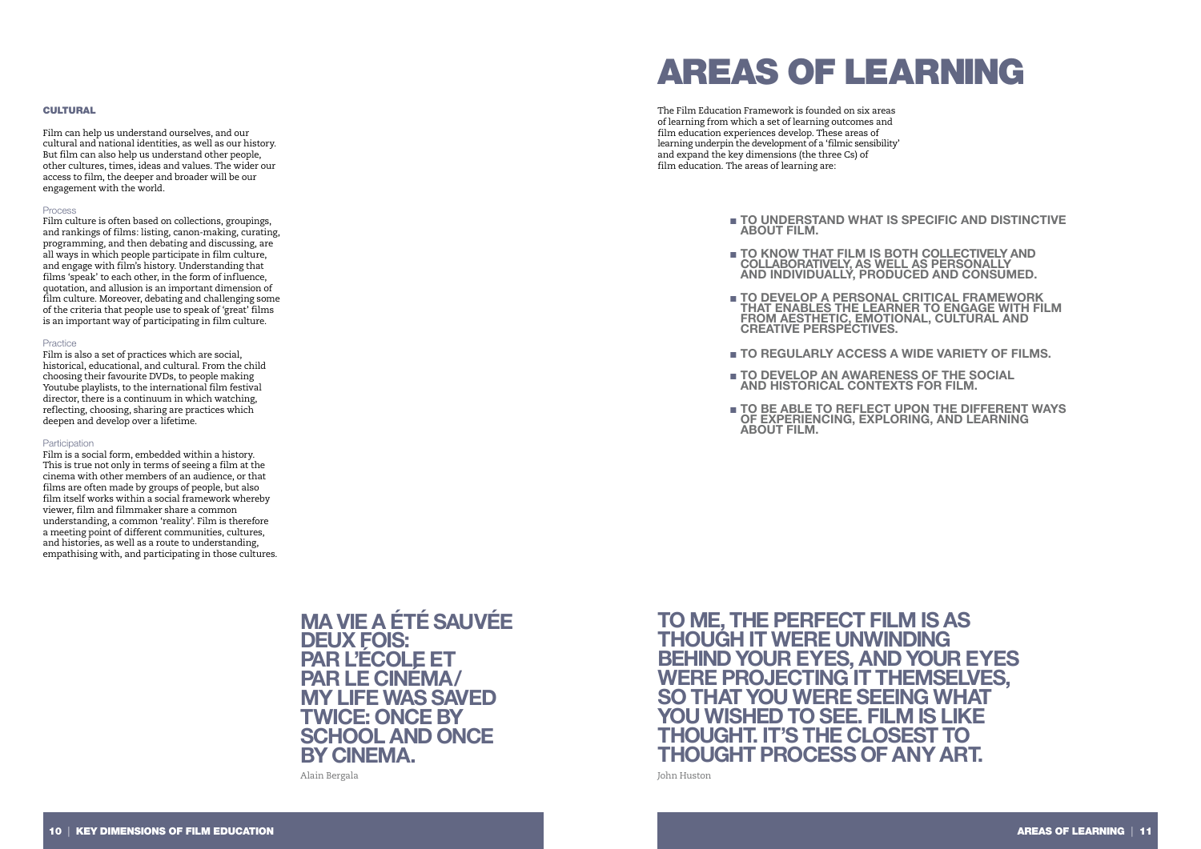### CULTURAL

Film can help us understand ourselves, and our cultural and national identities, as well as our history. But film can also help us understand other people, other cultures, times, ideas and values. The wider our access to film, the deeper and broader will be our engagement with the world.

Process
Film culture is often based on collections, groupings, and rankings of films: listing, canon-making, curating, programming, and then debating and discussing, are all ways in which people participate in film culture, and engage with film's history. Understanding that films 'speak' to each other, in the form of influence, quotation, and allusion is an important dimension of film culture. Moreover, debating and challenging some of the criteria that people use to speak of 'great' films is an important way of participating in film culture.

Practice
Film is also a set of practices which are social, historical, educational, and cultural. From the child choosing their favourite DVDs, to people making Youtube playlists, to the international film festival director, there is a continuum in which watching, reflecting, choosing, sharing are practices which deepen and develop over a lifetime.

Participation
Film is a social form, embedded within a history. This is true not only in terms of seeing a film at the cinema with other members of an audience, or that films are often made by groups of people, but also film itself works within a social framework whereby viewer, film and filmmaker share a common understanding, a common 'reality'. Film is therefore a meeting point of different communities, cultures, and histories, as well as a route to understanding, empathising with, and participating in those cultures.

**MA VIE A ÉTÉ SAUVÉE DEUX FOIS: PAR L'ÉCOLE ET PAR LE CINÉMA/ MY LIFE WAS SAVED TWICE: ONCE BY SCHOOL AND ONCE BY CINEMA.**

Alain Bergala

# AREAS OF LEARNING

The Film Education Framework is founded on six areas of learning from which a set of learning outcomes and film education experiences develop. These areas of learning underpin the development of a 'filmic sensibility' and expand the key dimensions (the three Cs) of film education. The areas of learning are:

- **TO UNDERSTAND WHAT IS SPECIFIC AND DISTINCTIVE ABOUT FILM.**
- **TO KNOW THAT FILM IS BOTH COLLECTIVELY AND COLLABORATIVELY, AS WELL AS PERSONALLY AND INDIVIDUALLY, PRODUCED AND CONSUMED.**
- **TO DEVELOP A PERSONAL CRITICAL FRAMEWORK THAT ENABLES THE LEARNER TO ENGAGE WITH FILM FROM AESTHETIC, EMOTIONAL, CULTURAL AND CREATIVE PERSPECTIVES.**
- **TO REGULARLY ACCESS A WIDE VARIETY OF FILMS.**
- **TO DEVELOP AN AWARENESS OF THE SOCIAL AND HISTORICAL CONTEXTS FOR FILM.**
- **TO BE ABLE TO REFLECT UPON THE DIFFERENT WAYS OF EXPERIENCING, EXPLORING, AND LEARNING ABOUT FILM.**

**TO ME, THE PERFECT FILM IS AS THOUGH IT WERE UNWINDING BEHIND YOUR EYES, AND YOUR EYES WERE PROJECTING IT THEMSELVES, SO THAT YOU WERE SEEING WHAT YOU WISHED TO SEE. FILM IS LIKE THOUGHT. IT'S THE CLOSEST TO THOUGHT PROCESS OF ANY ART.**

John Huston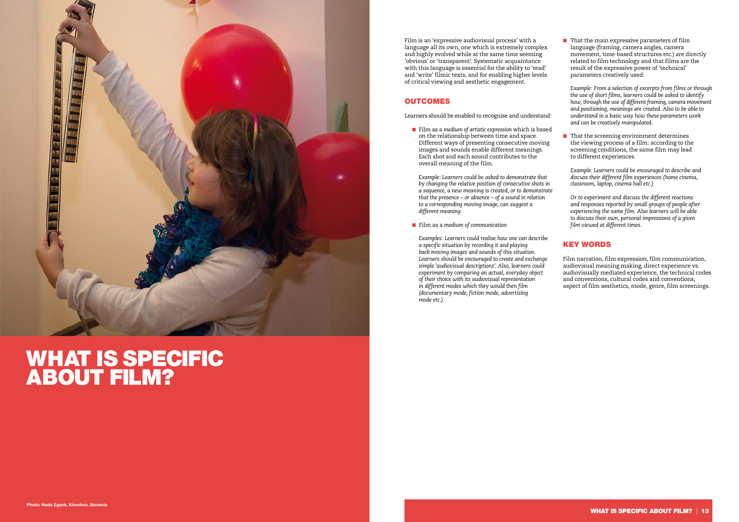# WHAT IS SPECIFIC ABOUT FILM?

Photo: Nada Zgank, Kinodvor, Slovenia

Film is an 'expressive audiovisual process' with a language all its own, one which is extremely complex and highly evolved while at the same time seeming 'obvious' or 'transparent'. Systematic acquaintance with this language is essential for the ability to 'read' and 'write' filmic texts, and for enabling higher levels of critical viewing and aesthetic engagement.

## OUTCOMES

Learners should be enabled to recognise and understand:

- Film as a *medium of artistic expression* which is based on the relationship between time and space. Different ways of presenting consecutive moving images and sounds enable different meanings. Each shot and each sound contributes to the overall meaning of the film.

  *Example: Learners could be asked to demonstrate that by changing the relative position of consecutive shots in a sequence, a new meaning is created, or to demonstrate that the presence – or absence – of a sound in relation to a corresponding moving image, can suggest a different meaning.*

- Film as a *medium of communication*

  *Examples: Learners could realise how one can describe a specific situation by recording it and playing back moving images and sounds of this situation. Learners should be encouraged to create and exchange simple 'audiovisual descriptions'. Also, learners could experiment by comparing an actual, everyday object of their choice with its audiovisual representation in different modes which they would then film (documentary mode, fiction mode, advertising mode etc.).*

- That the main expressive parameters of film language (framing, camera angles, camera movement, time-based structures etc.) are directly related to film technology and that films are the result of the expressive power of 'technical' parameters creatively used.

  *Example: From a selection of excerpts from films or through the use of short films, learners could be asked to identify how, through the use of different framing, camera movement and positioning, meanings are created. Also to be able to understand in a basic way how these parameters work and can be creatively manipulated.*

- That the screening environment determines the viewing process of a film: according to the screening conditions, the same film may lead to different experiences.

  *Example: Learners could be encouraged to describe and discuss their different film experiences (home cinema, classroom, laptop, cinema hall etc.)*

  *Or to experiment and discuss the different reactions and responses reported by small groups of people after experiencing the same film. Also learners will be able to discuss their own, personal impressions of a given film viewed at different times.*

## KEY WORDS

Film narration, film expression, film communication, audiovisual meaning making, direct experience vs. audiovisually mediated experience, the technical codes and conventions, cultural codes and conventions, aspect of film aesthetics, mode, genre, film screenings.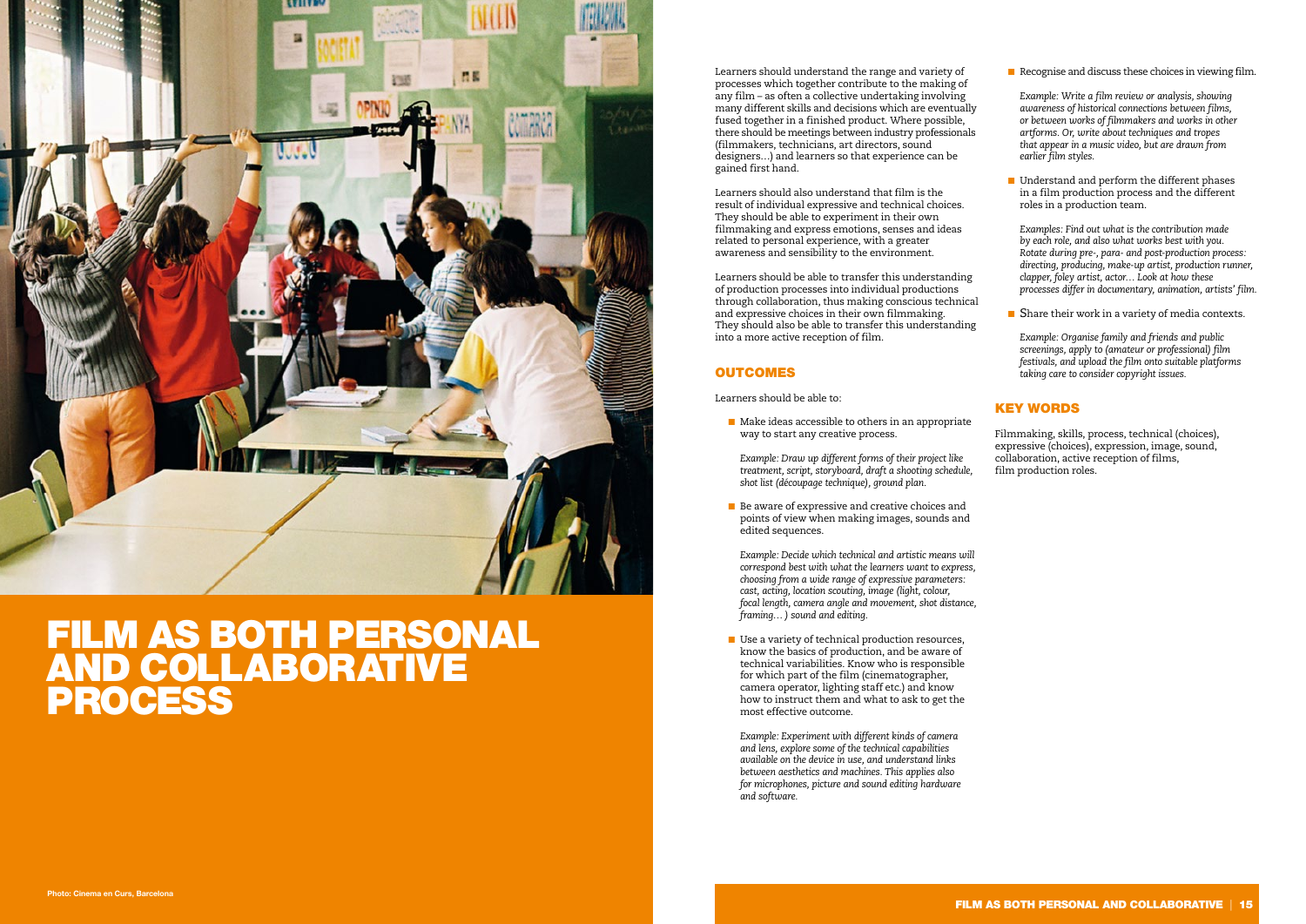# FILM AS BOTH PERSONAL AND COLLABORATIVE PROCESS

Photo: Cinema en Curs, Barcelona

Learners should understand the range and variety of processes which together contribute to the making of any film – as often a collective undertaking involving many different skills and decisions which are eventually fused together in a finished product. Where possible, there should be meetings between industry professionals (filmmakers, technicians, art directors, sound designers…) and learners so that experience can be gained first hand.

Learners should also understand that film is the result of individual expressive and technical choices. They should be able to experiment in their own filmmaking and express emotions, senses and ideas related to personal experience, with a greater awareness and sensibility to the environment.

Learners should be able to transfer this understanding of production processes into individual productions through collaboration, thus making conscious technical and expressive choices in their own filmmaking. They should also be able to transfer this understanding into a more active reception of film.

## OUTCOMES

Learners should be able to:

- Make ideas accessible to others in an appropriate way to start any creative process.

  *Example: Draw up different forms of their project like treatment, script, storyboard, draft a shooting schedule, shot list (découpage technique), ground plan.*

- Be aware of expressive and creative choices and points of view when making images, sounds and edited sequences.

  *Example: Decide which technical and artistic means will correspond best with what the learners want to express, choosing from a wide range of expressive parameters: cast, acting, location scouting, image (light, colour, focal length, camera angle and movement, shot distance, framing… ) sound and editing.*

- Use a variety of technical production resources, know the basics of production, and be aware of technical variabilities. Know who is responsible for which part of the film (cinematographer, camera operator, lighting staff etc.) and know how to instruct them and what to ask to get the most effective outcome.

  *Example: Experiment with different kinds of camera and lens, explore some of the technical capabilities available on the device in use, and understand links between aesthetics and machines. This applies also for microphones, picture and sound editing hardware and software.*

- Recognise and discuss these choices in viewing film.

  *Example: Write a film review or analysis, showing awareness of historical connections between films, or between works of filmmakers and works in other artforms. Or, write about techniques and tropes that appear in a music video, but are drawn from earlier film styles.*

- Understand and perform the different phases in a film production process and the different roles in a production team.

  *Examples: Find out what is the contribution made by each role, and also what works best with you. Rotate during pre-, para- and post-production process: directing, producing, make-up artist, production runner, clapper, foley artist, actor… Look at how these processes differ in documentary, animation, artists' film.*

- Share their work in a variety of media contexts.

  *Example: Organise family and friends and public screenings, apply to (amateur or professional) film festivals, and upload the film onto suitable platforms taking care to consider copyright issues.*

## KEY WORDS

Filmmaking, skills, process, technical (choices), expressive (choices), expression, image, sound, collaboration, active reception of films, film production roles.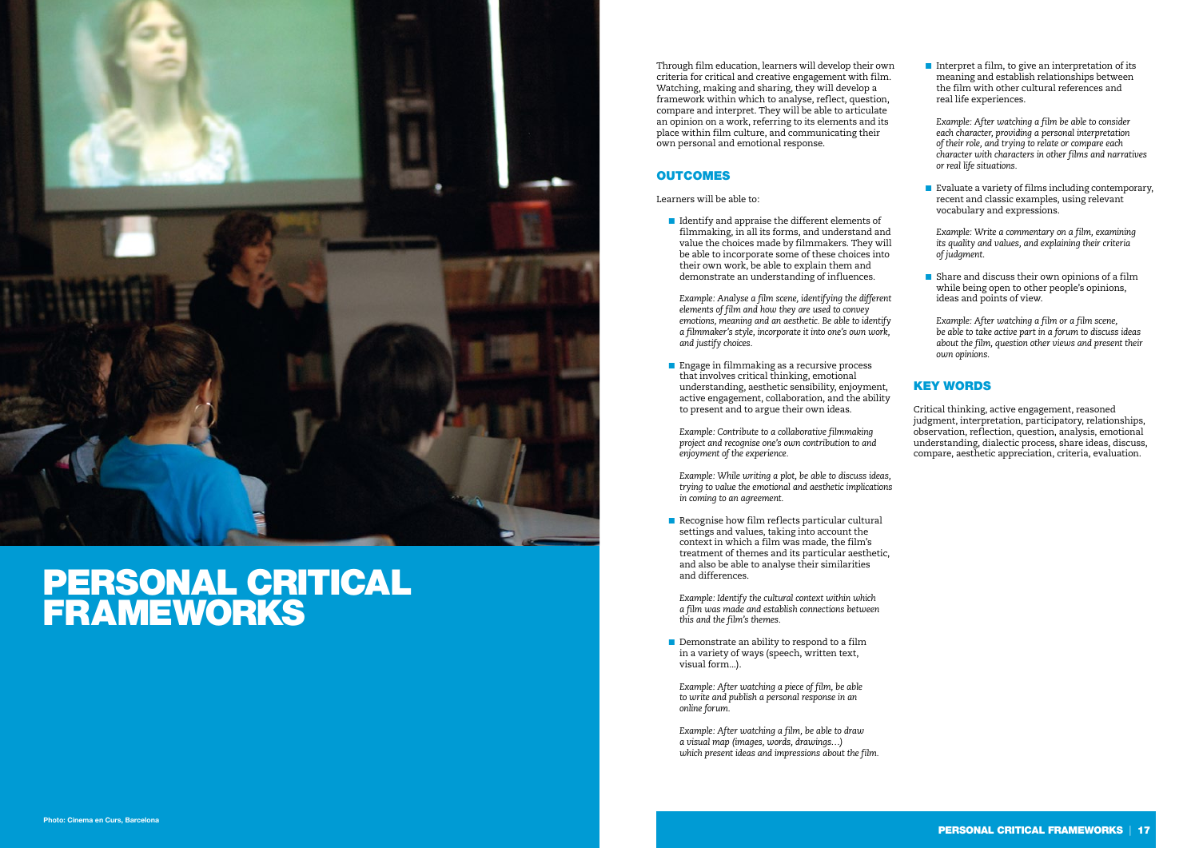# PERSONAL CRITICAL FRAMEWORKS

Photo: Cinema en Curs, Barcelona

Through film education, learners will develop their own criteria for critical and creative engagement with film. Watching, making and sharing, they will develop a framework within which to analyse, reflect, question, compare and interpret. They will be able to articulate an opinion on a work, referring to its elements and its place within film culture, and communicating their own personal and emotional response.

## OUTCOMES

Learners will be able to:

- Identify and appraise the different elements of filmmaking, in all its forms, and understand and value the choices made by filmmakers. They will be able to incorporate some of these choices into their own work, be able to explain them and demonstrate an understanding of influences.

  *Example: Analyse a film scene, identifying the different elements of film and how they are used to convey emotions, meaning and an aesthetic. Be able to identify a filmmaker's style, incorporate it into one's own work, and justify choices.*

- Engage in filmmaking as a recursive process that involves critical thinking, emotional understanding, aesthetic sensibility, enjoyment, active engagement, collaboration, and the ability to present and to argue their own ideas.

  *Example: Contribute to a collaborative filmmaking project and recognise one's own contribution to and enjoyment of the experience.*

  *Example: While writing a plot, be able to discuss ideas, trying to value the emotional and aesthetic implications in coming to an agreement.*

- Recognise how film reflects particular cultural settings and values, taking into account the context in which a film was made, the film's treatment of themes and its particular aesthetic, and also be able to analyse their similarities and differences.

  *Example: Identify the cultural context within which a film was made and establish connections between this and the film's themes.*

- Demonstrate an ability to respond to a film in a variety of ways (speech, written text, visual form...).

  *Example: After watching a piece of film, be able to write and publish a personal response in an online forum.*

  *Example: After watching a film, be able to draw a visual map (images, words, drawings...) which present ideas and impressions about the film.*

- Interpret a film, to give an interpretation of its meaning and establish relationships between the film with other cultural references and real life experiences.

  *Example: After watching a film be able to consider each character, providing a personal interpretation of their role, and trying to relate or compare each character with characters in other films and narratives or real life situations.*

- Evaluate a variety of films including contemporary, recent and classic examples, using relevant vocabulary and expressions.

  *Example: Write a commentary on a film, examining its quality and values, and explaining their criteria of judgment.*

- Share and discuss their own opinions of a film while being open to other people's opinions, ideas and points of view.

  *Example: After watching a film or a film scene, be able to take active part in a forum to discuss ideas about the film, question other views and present their own opinions.*

## KEY WORDS

Critical thinking, active engagement, reasoned judgment, interpretation, participatory, relationships, observation, reflection, question, analysis, emotional understanding, dialectic process, share ideas, discuss, compare, aesthetic appreciation, criteria, evaluation.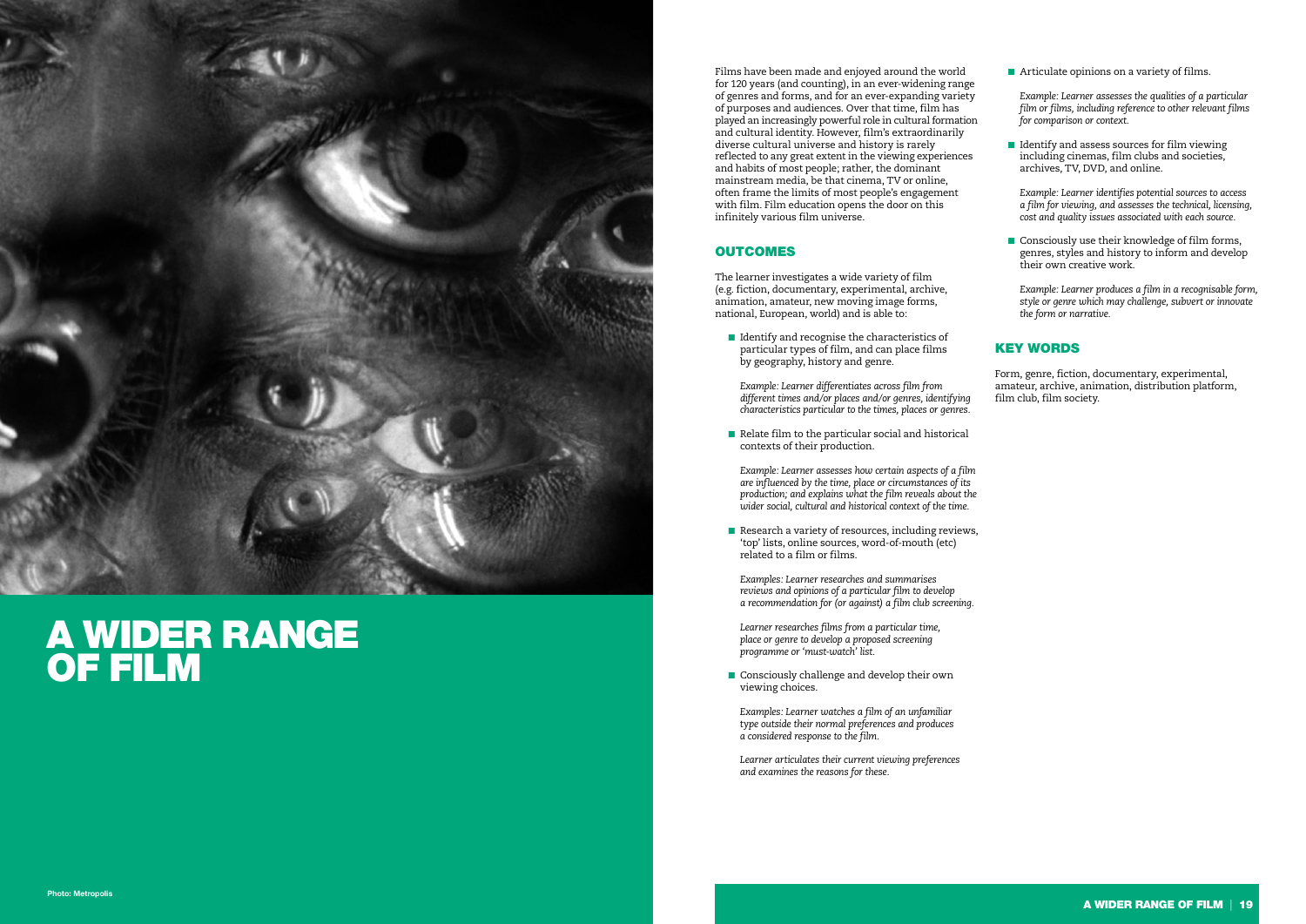# A WIDER RANGE OF FILM

Photo: Metropolis

Films have been made and enjoyed around the world for 120 years (and counting), in an ever-widening range of genres and forms, and for an ever-expanding variety of purposes and audiences. Over that time, film has played an increasingly powerful role in cultural formation and cultural identity. However, film's extraordinarily diverse cultural universe and history is rarely reflected to any great extent in the viewing experiences and habits of most people; rather, the dominant mainstream media, be that cinema, TV or online, often frame the limits of most people's engagement with film. Film education opens the door on this infinitely various film universe.

## OUTCOMES

The learner investigates a wide variety of film (e.g. fiction, documentary, experimental, archive, animation, amateur, new moving image forms, national, European, world) and is able to:

- Identify and recognise the characteristics of particular types of film, and can place films by geography, history and genre.

  *Example: Learner differentiates across film from different times and/or places and/or genres, identifying characteristics particular to the times, places or genres.*

- Relate film to the particular social and historical contexts of their production.

  *Example: Learner assesses how certain aspects of a film are influenced by the time, place or circumstances of its production; and explains what the film reveals about the wider social, cultural and historical context of the time.*

- Research a variety of resources, including reviews, 'top' lists, online sources, word-of-mouth (etc) related to a film or films.

  *Examples: Learner researches and summarises reviews and opinions of a particular film to develop a recommendation for (or against) a film club screening.*

  *Learner researches films from a particular time, place or genre to develop a proposed screening programme or 'must-watch' list.*

- Consciously challenge and develop their own viewing choices.

  *Examples: Learner watches a film of an unfamiliar type outside their normal preferences and produces a considered response to the film.*

  *Learner articulates their current viewing preferences and examines the reasons for these.*

- Articulate opinions on a variety of films.

  *Example: Learner assesses the qualities of a particular film or films, including reference to other relevant films for comparison or context.*

- Identify and assess sources for film viewing including cinemas, film clubs and societies, archives, TV, DVD, and online.

  *Example: Learner identifies potential sources to access a film for viewing, and assesses the technical, licensing, cost and quality issues associated with each source.*

- Consciously use their knowledge of film forms, genres, styles and history to inform and develop their own creative work.

  *Example: Learner produces a film in a recognisable form, style or genre which may challenge, subvert or innovate the form or narrative.*

## KEY WORDS

Form, genre, fiction, documentary, experimental, amateur, archive, animation, distribution platform, film club, film society.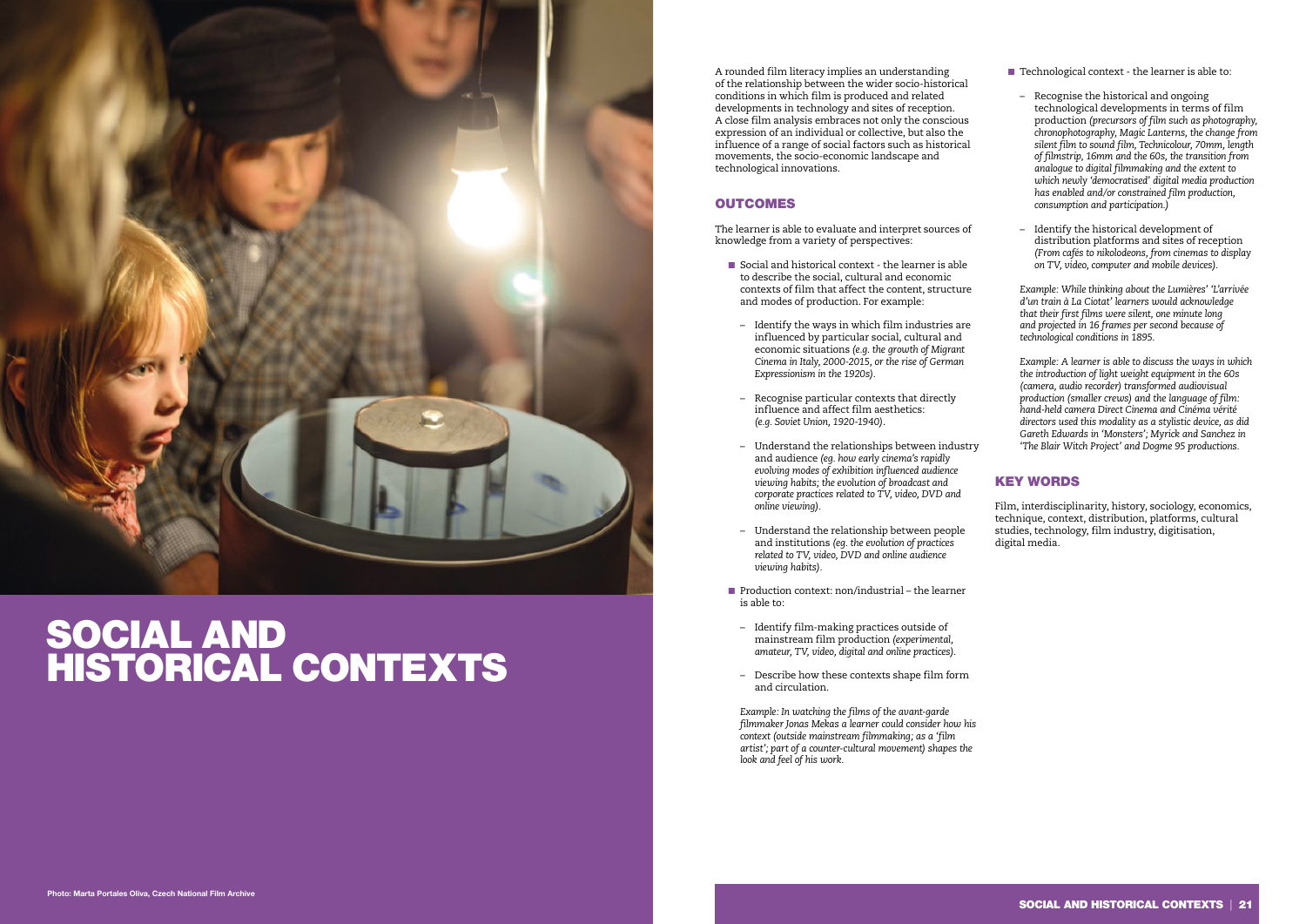# SOCIAL AND HISTORICAL CONTEXTS

Photo: Marta Portales Oliva, Czech National Film Archive

A rounded film literacy implies an understanding of the relationship between the wider socio-historical conditions in which film is produced and related developments in technology and sites of reception. A close film analysis embraces not only the conscious expression of an individual or collective, but also the influence of a range of social factors such as historical movements, the socio-economic landscape and technological innovations.

## OUTCOMES

The learner is able to evaluate and interpret sources of knowledge from a variety of perspectives:

- Social and historical context - the learner is able to describe the social, cultural and economic contexts of film that affect the content, structure and modes of production. For example:
  - Identify the ways in which film industries are influenced by particular social, cultural and economic situations *(e.g. the growth of Migrant Cinema in Italy, 2000-2015, or the rise of German Expressionism in the 1920s)*.
  - Recognise particular contexts that directly influence and affect film aesthetics: *(e.g. Soviet Union, 1920-1940)*.
  - Understand the relationships between industry and audience *(eg. how early cinema's rapidly evolving modes of exhibition influenced audience viewing habits; the evolution of broadcast and corporate practices related to TV, video, DVD and online viewing)*.
  - Understand the relationship between people and institutions *(eg. the evolution of practices related to TV, video, DVD and online audience viewing habits)*.
- Production context: non/industrial – the learner is able to:
  - Identify film-making practices outside of mainstream film production *(experimental, amateur, TV, video, digital and online practices)*.
  - Describe how these contexts shape film form and circulation.

  *Example: In watching the films of the avant-garde filmmaker Jonas Mekas a learner could consider how his context (outside mainstream filmmaking; as a 'film artist'; part of a counter-cultural movement) shapes the look and feel of his work.*

- Technological context - the learner is able to:
  - Recognise the historical and ongoing technological developments in terms of film production *(precursors of film such as photography, chronophotography, Magic Lanterns, the change from silent film to sound film, Technicolour, 70mm, length of filmstrip, 16mm and the 60s, the transition from analogue to digital filmmaking and the extent to which newly 'democratised' digital media production has enabled and/or constrained film production, consumption and participation.)*
  - Identify the historical development of distribution platforms and sites of reception *(From cafés to nikolodeons, from cinemas to display on TV, video, computer and mobile devices)*.

  *Example: While thinking about the Lumières' 'L'arrivée d'un train à La Ciotat' learners would acknowledge that their first films were silent, one minute long and projected in 16 frames per second because of technological conditions in 1895.*

  *Example: A learner is able to discuss the ways in which the introduction of light weight equipment in the 60s (camera, audio recorder) transformed audiovisual production (smaller crews) and the language of film: hand-held camera Direct Cinema and Cinéma vérité directors used this modality as a stylistic device, as did Gareth Edwards in 'Monsters'; Myrick and Sanchez in 'The Blair Witch Project' and Dogme 95 productions.*

## KEY WORDS

Film, interdisciplinarity, history, sociology, economics, technique, context, distribution, platforms, cultural studies, technology, film industry, digitisation, digital media.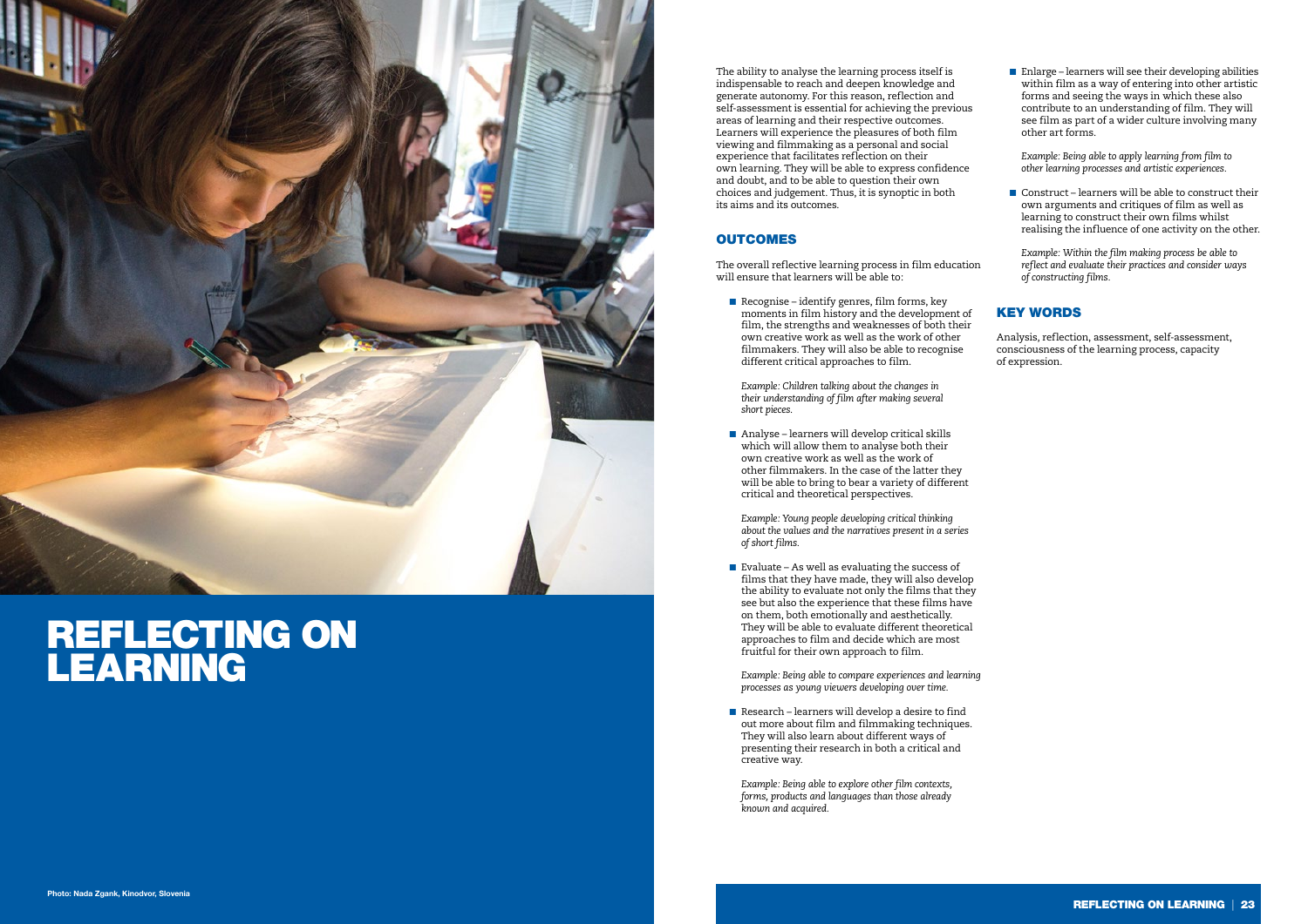# REFLECTING ON LEARNING

Photo: Nada Zgank, Kinodvor, Slovenia

The ability to analyse the learning process itself is indispensable to reach and deepen knowledge and generate autonomy. For this reason, reflection and self-assessment is essential for achieving the previous areas of learning and their respective outcomes. Learners will experience the pleasures of both film viewing and filmmaking as a personal and social experience that facilitates reflection on their own learning. They will be able to express confidence and doubt, and to be able to question their own choices and judgement. Thus, it is synoptic in both its aims and its outcomes.

## OUTCOMES

The overall reflective learning process in film education will ensure that learners will be able to:

- Recognise – identify genres, film forms, key moments in film history and the development of film, the strengths and weaknesses of both their own creative work as well as the work of other filmmakers. They will also be able to recognise different critical approaches to film.

  *Example: Children talking about the changes in their understanding of film after making several short pieces.*

- Analyse – learners will develop critical skills which will allow them to analyse both their own creative work as well as the work of other filmmakers. In the case of the latter they will be able to bring to bear a variety of different critical and theoretical perspectives.

  *Example: Young people developing critical thinking about the values and the narratives present in a series of short films.*

- Evaluate – As well as evaluating the success of films that they have made, they will also develop the ability to evaluate not only the films that they see but also the experience that these films have on them, both emotionally and aesthetically. They will be able to evaluate different theoretical approaches to film and decide which are most fruitful for their own approach to film.

  *Example: Being able to compare experiences and learning processes as young viewers developing over time.*

- Research – learners will develop a desire to find out more about film and filmmaking techniques. They will also learn about different ways of presenting their research in both a critical and creative way.

  *Example: Being able to explore other film contexts, forms, products and languages than those already known and acquired.*

- Enlarge – learners will see their developing abilities within film as a way of entering into other artistic forms and seeing the ways in which these also contribute to an understanding of film. They will see film as part of a wider culture involving many other art forms.

  *Example: Being able to apply learning from film to other learning processes and artistic experiences.*

- Construct – learners will be able to construct their own arguments and critiques of film as well as learning to construct their own films whilst realising the influence of one activity on the other.

  *Example: Within the film making process be able to reflect and evaluate their practices and consider ways of constructing films.*

## KEY WORDS

Analysis, reflection, assessment, self-assessment, consciousness of the learning process, capacity of expression.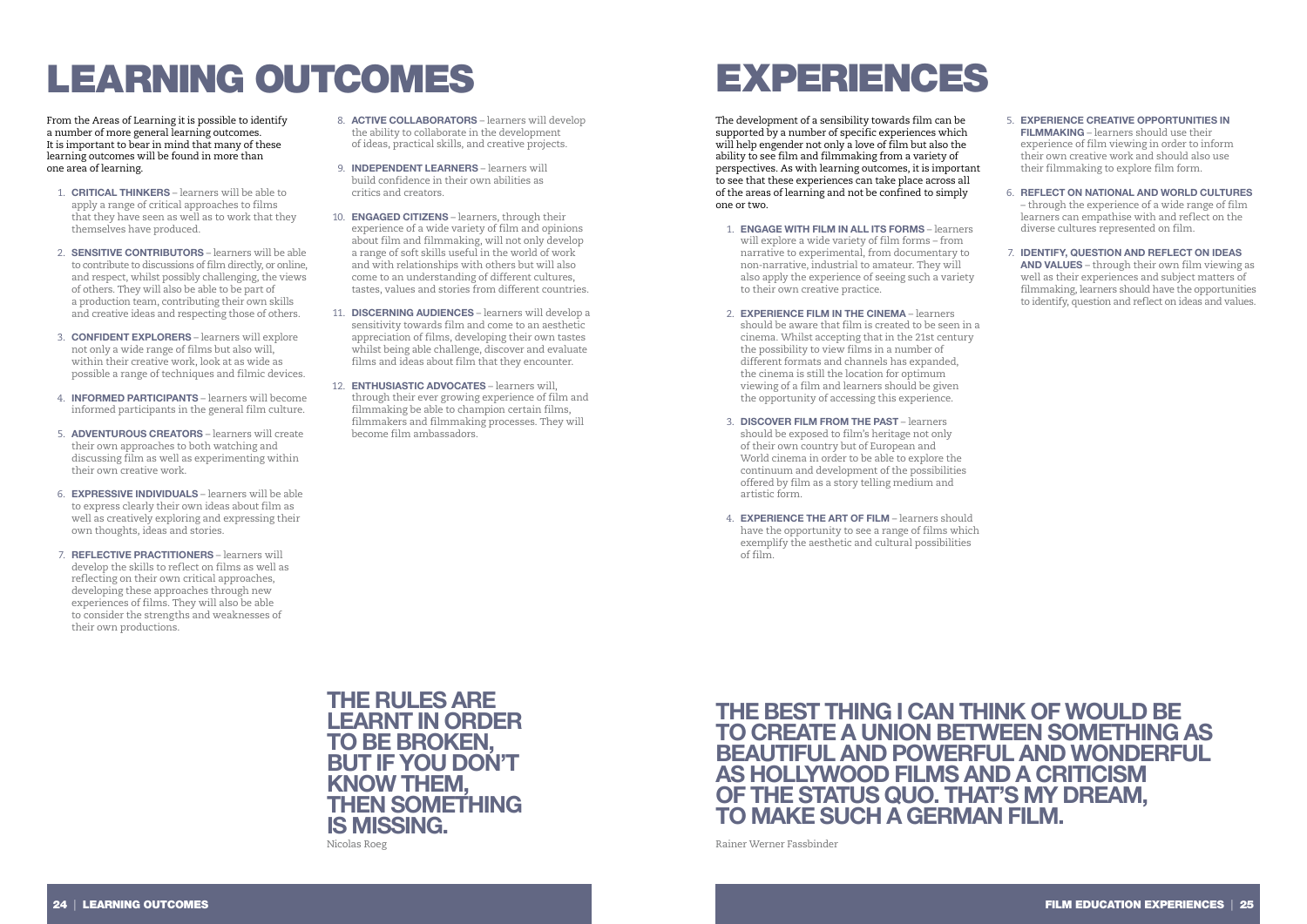# LEARNING OUTCOMES

From the Areas of Learning it is possible to identify a number of more general learning outcomes. It is important to bear in mind that many of these learning outcomes will be found in more than one area of learning.

1. **CRITICAL THINKERS** – learners will be able to apply a range of critical approaches to films that they have seen as well as to work that they themselves have produced.
2. **SENSITIVE CONTRIBUTORS** – learners will be able to contribute to discussions of film directly, or online, and respect, whilst possibly challenging, the views of others. They will also be able to be part of a production team, contributing their own skills and creative ideas and respecting those of others.
3. **CONFIDENT EXPLORERS** – learners will explore not only a wide range of films but also will, within their creative work, look at as wide as possible a range of techniques and filmic devices.
4. **INFORMED PARTICIPANTS** – learners will become informed participants in the general film culture.
5. **ADVENTUROUS CREATORS** – learners will create their own approaches to both watching and discussing film as well as experimenting within their own creative work.
6. **EXPRESSIVE INDIVIDUALS** – learners will be able to express clearly their own ideas about film as well as creatively exploring and expressing their own thoughts, ideas and stories.
7. **REFLECTIVE PRACTITIONERS** – learners will develop the skills to reflect on films as well as reflecting on their own critical approaches, developing these approaches through new experiences of films. They will also be able to consider the strengths and weaknesses of their own productions.
8. **ACTIVE COLLABORATORS** – learners will develop the ability to collaborate in the development of ideas, practical skills, and creative projects.
9. **INDEPENDENT LEARNERS** – learners will build confidence in their own abilities as critics and creators.
10. **ENGAGED CITIZENS** – learners, through their experience of a wide variety of film and opinions about film and filmmaking, will not only develop a range of soft skills useful in the world of work and with relationships with others but will also come to an understanding of different cultures, tastes, values and stories from different countries.
11. **DISCERNING AUDIENCES** – learners will develop a sensitivity towards film and come to an aesthetic appreciation of films, developing their own tastes whilst being able challenge, discover and evaluate films and ideas about film that they encounter.
12. **ENTHUSIASTIC ADVOCATES** – learners will, through their ever growing experience of film and filmmaking be able to champion certain films, filmmakers and filmmaking processes. They will become film ambassadors.

**THE RULES ARE LEARNT IN ORDER TO BE BROKEN, BUT IF YOU DON'T KNOW THEM, THEN SOMETHING IS MISSING.**

Nicolas Roeg

# EXPERIENCES

The development of a sensibility towards film can be supported by a number of specific experiences which will help engender not only a love of film but also the ability to see film and filmmaking from a variety of perspectives. As with learning outcomes, it is important to see that these experiences can take place across all of the areas of learning and not be confined to simply one or two.

1. **ENGAGE WITH FILM IN ALL ITS FORMS** – learners will explore a wide variety of film forms – from narrative to experimental, from documentary to non-narrative, industrial to amateur. They will also apply the experience of seeing such a variety to their own creative practice.
2. **EXPERIENCE FILM IN THE CINEMA** – learners should be aware that film is created to be seen in a cinema. Whilst accepting that in the 21st century the possibility to view films in a number of different formats and channels has expanded, the cinema is still the location for optimum viewing of a film and learners should be given the opportunity of accessing this experience.
3. **DISCOVER FILM FROM THE PAST** – learners should be exposed to film's heritage not only of their own country but of European and World cinema in order to be able to explore the continuum and development of the possibilities offered by film as a story telling medium and artistic form.
4. **EXPERIENCE THE ART OF FILM** – learners should have the opportunity to see a range of films which exemplify the aesthetic and cultural possibilities of film.
5. **EXPERIENCE CREATIVE OPPORTUNITIES IN FILMMAKING** – learners should use their experience of film viewing in order to inform their own creative work and should also use their filmmaking to explore film form.
6. **REFLECT ON NATIONAL AND WORLD CULTURES** – through the experience of a wide range of film learners can empathise with and reflect on the diverse cultures represented on film.
7. **IDENTIFY, QUESTION AND REFLECT ON IDEAS AND VALUES** – through their own film viewing as well as their experiences and subject matters of filmmaking, learners should have the opportunities to identify, question and reflect on ideas and values.

**THE BEST THING I CAN THINK OF WOULD BE TO CREATE A UNION BETWEEN SOMETHING AS BEAUTIFUL AND POWERFUL AND WONDERFUL AS HOLLYWOOD FILMS AND A CRITICISM OF THE STATUS QUO. THAT'S MY DREAM, TO MAKE SUCH A GERMAN FILM.**

Rainer Werner Fassbinder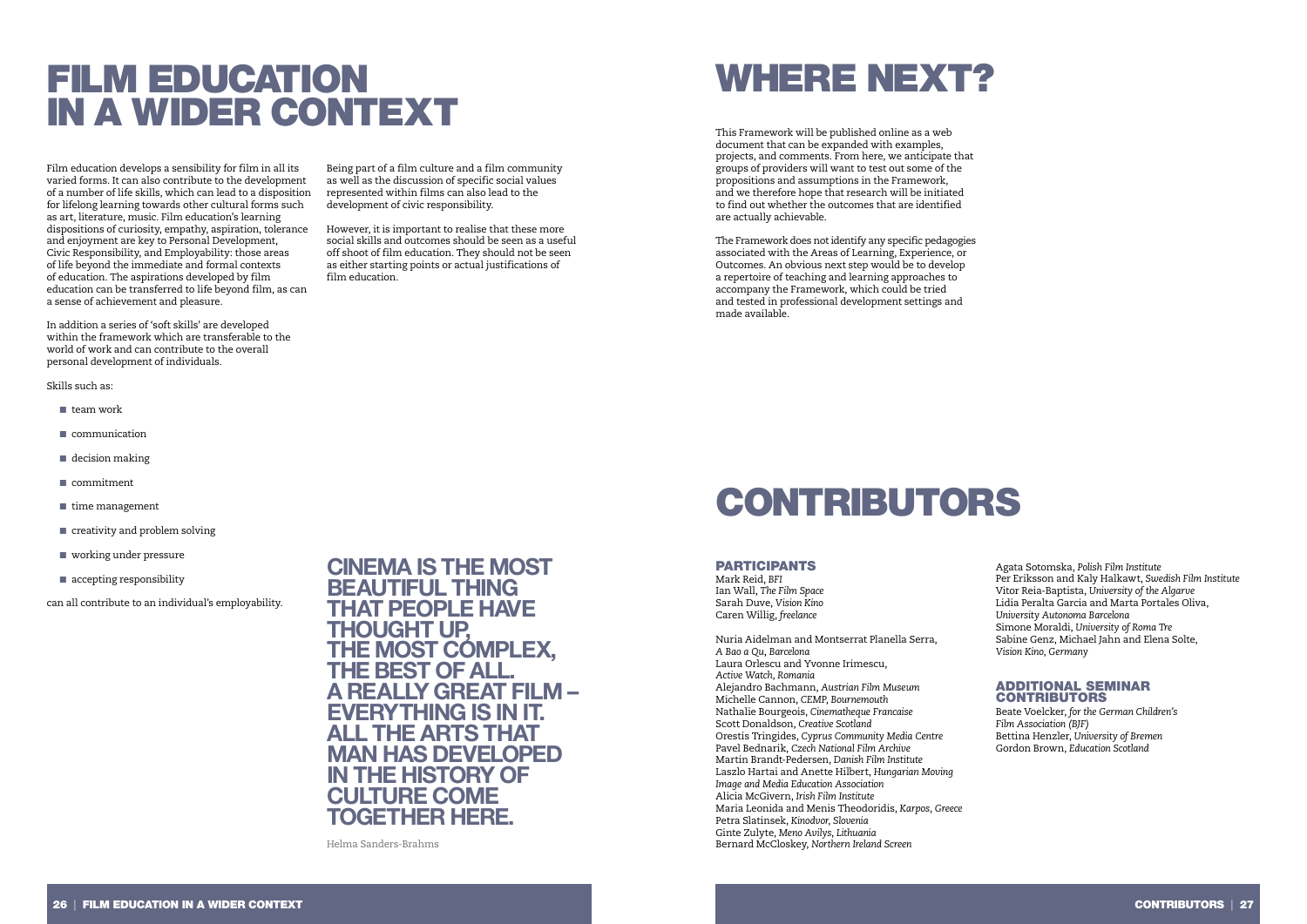# FILM EDUCATION IN A WIDER CONTEXT

Film education develops a sensibility for film in all its varied forms. It can also contribute to the development of a number of life skills, which can lead to a disposition for lifelong learning towards other cultural forms such as art, literature, music. Film education's learning dispositions of curiosity, empathy, aspiration, tolerance and enjoyment are key to Personal Development, Civic Responsibility, and Employability: those areas of life beyond the immediate and formal contexts of education. The aspirations developed by film education can be transferred to life beyond film, as can a sense of achievement and pleasure.

In addition a series of 'soft skills' are developed within the framework which are transferable to the world of work and can contribute to the overall personal development of individuals.

Skills such as:

- team work
- communication
- decision making
- commitment
- time management
- creativity and problem solving
- working under pressure
- accepting responsibility

can all contribute to an individual's employability.

Being part of a film culture and a film community as well as the discussion of specific social values represented within films can also lead to the development of civic responsibility.

However, it is important to realise that these more social skills and outcomes should be seen as a useful off shoot of film education. They should not be seen as either starting points or actual justifications of film education.

**CINEMA IS THE MOST BEAUTIFUL THING THAT PEOPLE HAVE THOUGHT UP, THE MOST COMPLEX, THE BEST OF ALL. A REALLY GREAT FILM – EVERYTHING IS IN IT. ALL THE ARTS THAT MAN HAS DEVELOPED IN THE HISTORY OF CULTURE COME TOGETHER HERE.**

Helma Sanders-Brahms

# WHERE NEXT?

This Framework will be published online as a web document that can be expanded with examples, projects, and comments. From here, we anticipate that groups of providers will want to test out some of the propositions and assumptions in the Framework, and we therefore hope that research will be initiated to find out whether the outcomes that are identified are actually achievable.

The Framework does not identify any specific pedagogies associated with the Areas of Learning, Experience, or Outcomes. An obvious next step would be to develop a repertoire of teaching and learning approaches to accompany the Framework, which could be tried and tested in professional development settings and made available.

# CONTRIBUTORS

## PARTICIPANTS

Mark Reid, *BFI*
Ian Wall, *The Film Space*
Sarah Duve, *Vision Kino*
Caren Willig, *freelance*

Nuria Aidelman and Montserrat Planella Serra, *A Bao a Qu, Barcelona*
Laura Orlescu and Yvonne Irimescu, *Active Watch, Romania*
Alejandro Bachmann, *Austrian Film Museum*
Michelle Cannon, *CEMP, Bournemouth*
Nathalie Bourgeois, *Cinematheque Francaise*
Scott Donaldson, *Creative Scotland*
Orestis Tringides, *Cyprus Community Media Centre*
Pavel Bednarik, *Czech National Film Archive*
Martin Brandt-Pedersen, *Danish Film Institute*
Laszlo Hartai and Anette Hilbert, *Hungarian Moving Image and Media Education Association*
Alicia McGivern, *Irish Film Institute*
Maria Leonida and Menis Theodoridis, *Karpos, Greece*
Petra Slatinsek, *Kinodvor, Slovenia*
Ginte Zulyte, *Meno Avilys, Lithuania*
Bernard McCloskey, *Northern Ireland Screen*
Agata Sotomska, *Polish Film Institute*
Per Eriksson and Kaly Halkawt, *Swedish Film Institute*
Vitor Reia-Baptista, *University of the Algarve*
Lidia Peralta Garcia and Marta Portales Oliva, *University Autonoma Barcelona*
Simone Moraldi, *University of Roma Tre*
Sabine Genz, Michael Jahn and Elena Solte, *Vision Kino, Germany*

## ADDITIONAL SEMINAR CONTRIBUTORS

Beate Voelcker, *for the German Children's Film Association (BJF)*
Bettina Henzler, *University of Bremen*
Gordon Brown, *Education Scotland*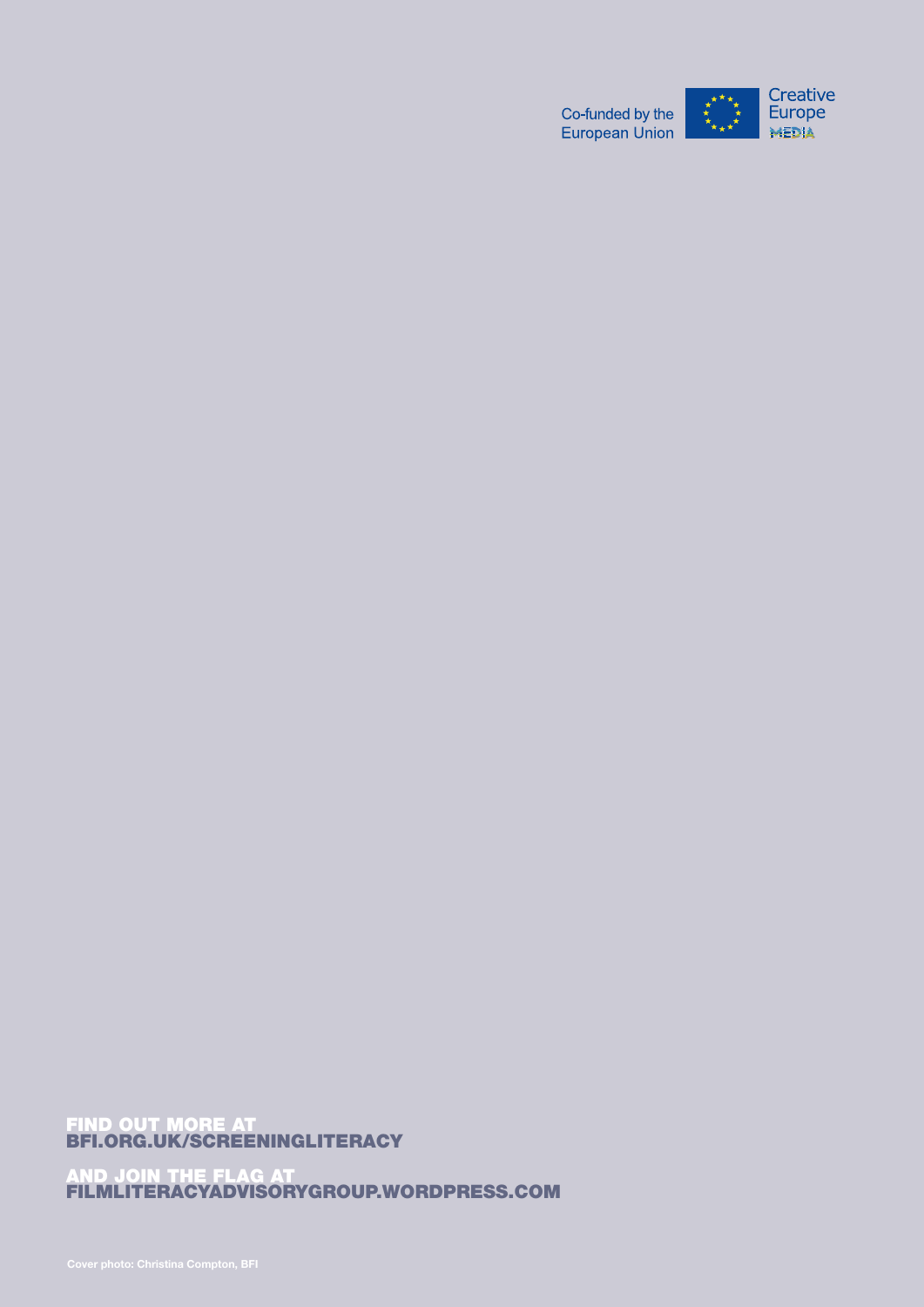Co-funded by the European Union

Creative Europe MEDIA

**FIND OUT MORE AT BFI.ORG.UK/SCREENINGLITERACY**

**AND JOIN THE FLAG AT FILMLITERACYADVISORYGROUP.WORDPRESS.COM**

Cover photo: Christina Compton, BFI